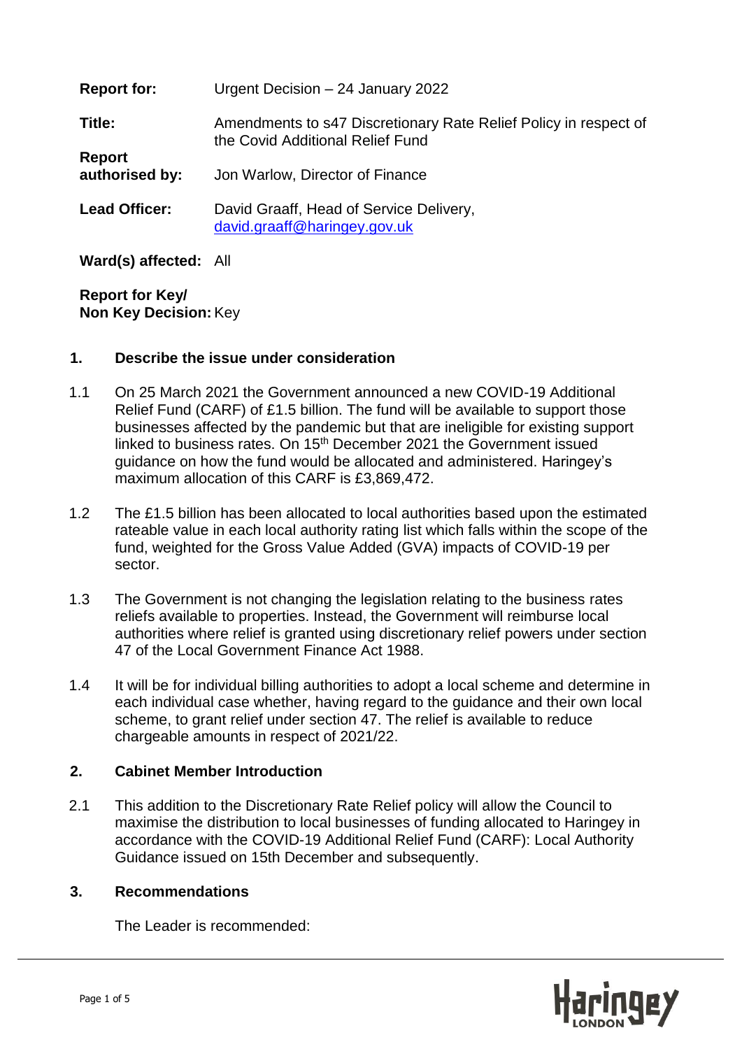| | |
|---|---|
| **Report for:** | Urgent Decision – 24 January 2022 |
| **Title:** | Amendments to s47 Discretionary Rate Relief Policy in respect of the Covid Additional Relief Fund |
| **Report authorised by:** | Jon Warlow, Director of Finance |
| **Lead Officer:** | David Graaff, Head of Service Delivery, david.graaff@haringey.gov.uk |
| **Ward(s) affected:** | All |
| **Report for Key/ Non Key Decision:** | Key |

## 1. Describe the issue under consideration

1.1 On 25 March 2021 the Government announced a new COVID-19 Additional Relief Fund (CARF) of £1.5 billion. The fund will be available to support those businesses affected by the pandemic but that are ineligible for existing support linked to business rates. On 15th December 2021 the Government issued guidance on how the fund would be allocated and administered. Haringey's maximum allocation of this CARF is £3,869,472.

1.2 The £1.5 billion has been allocated to local authorities based upon the estimated rateable value in each local authority rating list which falls within the scope of the fund, weighted for the Gross Value Added (GVA) impacts of COVID-19 per sector.

1.3 The Government is not changing the legislation relating to the business rates reliefs available to properties. Instead, the Government will reimburse local authorities where relief is granted using discretionary relief powers under section 47 of the Local Government Finance Act 1988.

1.4 It will be for individual billing authorities to adopt a local scheme and determine in each individual case whether, having regard to the guidance and their own local scheme, to grant relief under section 47. The relief is available to reduce chargeable amounts in respect of 2021/22.

## 2. Cabinet Member Introduction

2.1 This addition to the Discretionary Rate Relief policy will allow the Council to maximise the distribution to local businesses of funding allocated to Haringey in accordance with the COVID-19 Additional Relief Fund (CARF): Local Authority Guidance issued on 15th December and subsequently.

## 3. Recommendations

The Leader is recommended: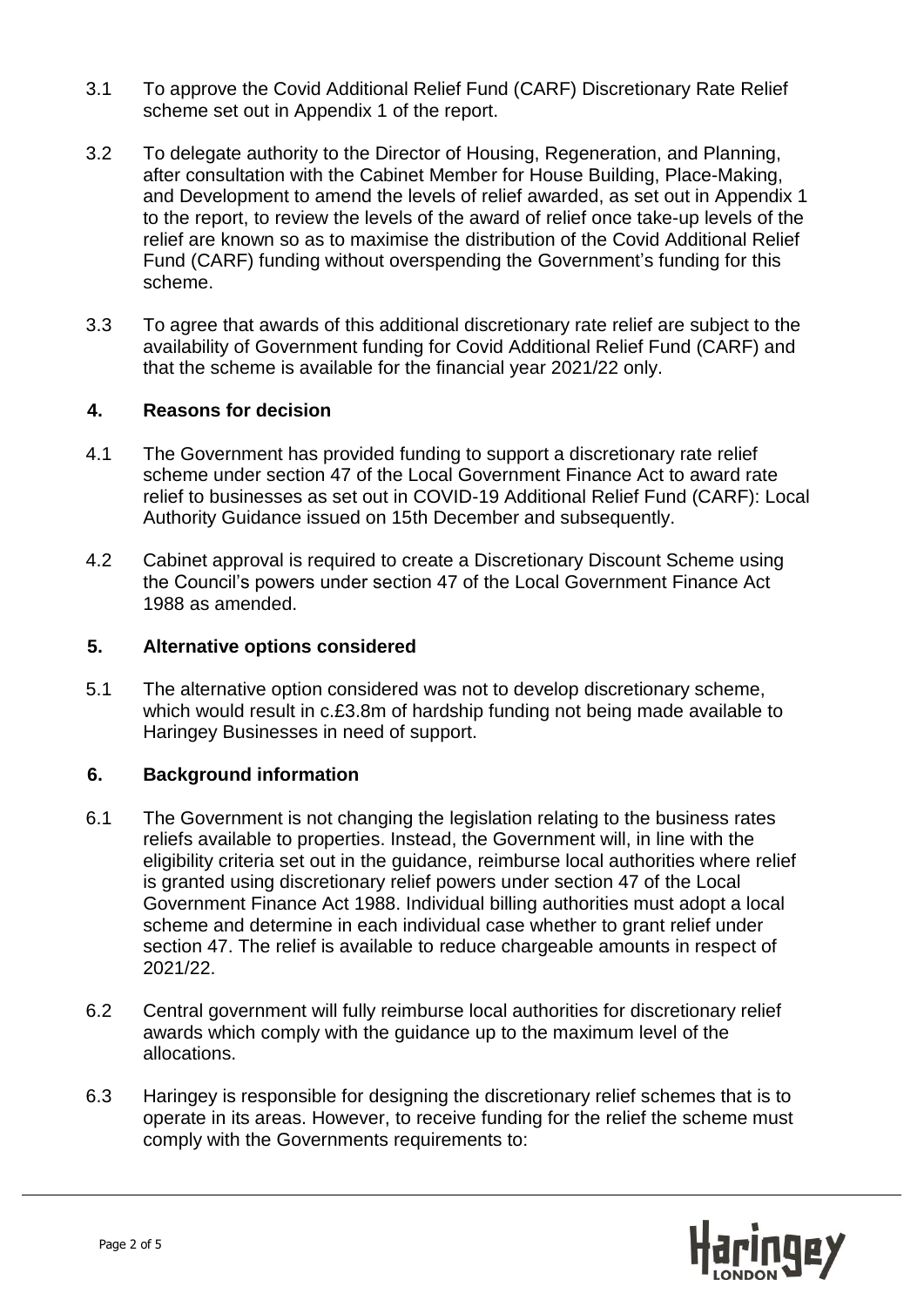3.1 To approve the Covid Additional Relief Fund (CARF) Discretionary Rate Relief scheme set out in Appendix 1 of the report.

3.2 To delegate authority to the Director of Housing, Regeneration, and Planning, after consultation with the Cabinet Member for House Building, Place-Making, and Development to amend the levels of relief awarded, as set out in Appendix 1 to the report, to review the levels of the award of relief once take-up levels of the relief are known so as to maximise the distribution of the Covid Additional Relief Fund (CARF) funding without overspending the Government's funding for this scheme.

3.3 To agree that awards of this additional discretionary rate relief are subject to the availability of Government funding for Covid Additional Relief Fund (CARF) and that the scheme is available for the financial year 2021/22 only.

## 4. Reasons for decision

4.1 The Government has provided funding to support a discretionary rate relief scheme under section 47 of the Local Government Finance Act to award rate relief to businesses as set out in COVID-19 Additional Relief Fund (CARF): Local Authority Guidance issued on 15th December and subsequently.

4.2 Cabinet approval is required to create a Discretionary Discount Scheme using the Council's powers under section 47 of the Local Government Finance Act 1988 as amended.

## 5. Alternative options considered

5.1 The alternative option considered was not to develop discretionary scheme, which would result in c.£3.8m of hardship funding not being made available to Haringey Businesses in need of support.

## 6. Background information

6.1 The Government is not changing the legislation relating to the business rates reliefs available to properties. Instead, the Government will, in line with the eligibility criteria set out in the guidance, reimburse local authorities where relief is granted using discretionary relief powers under section 47 of the Local Government Finance Act 1988. Individual billing authorities must adopt a local scheme and determine in each individual case whether to grant relief under section 47. The relief is available to reduce chargeable amounts in respect of 2021/22.

6.2 Central government will fully reimburse local authorities for discretionary relief awards which comply with the guidance up to the maximum level of the allocations.

6.3 Haringey is responsible for designing the discretionary relief schemes that is to operate in its areas. However, to receive funding for the relief the scheme must comply with the Governments requirements to: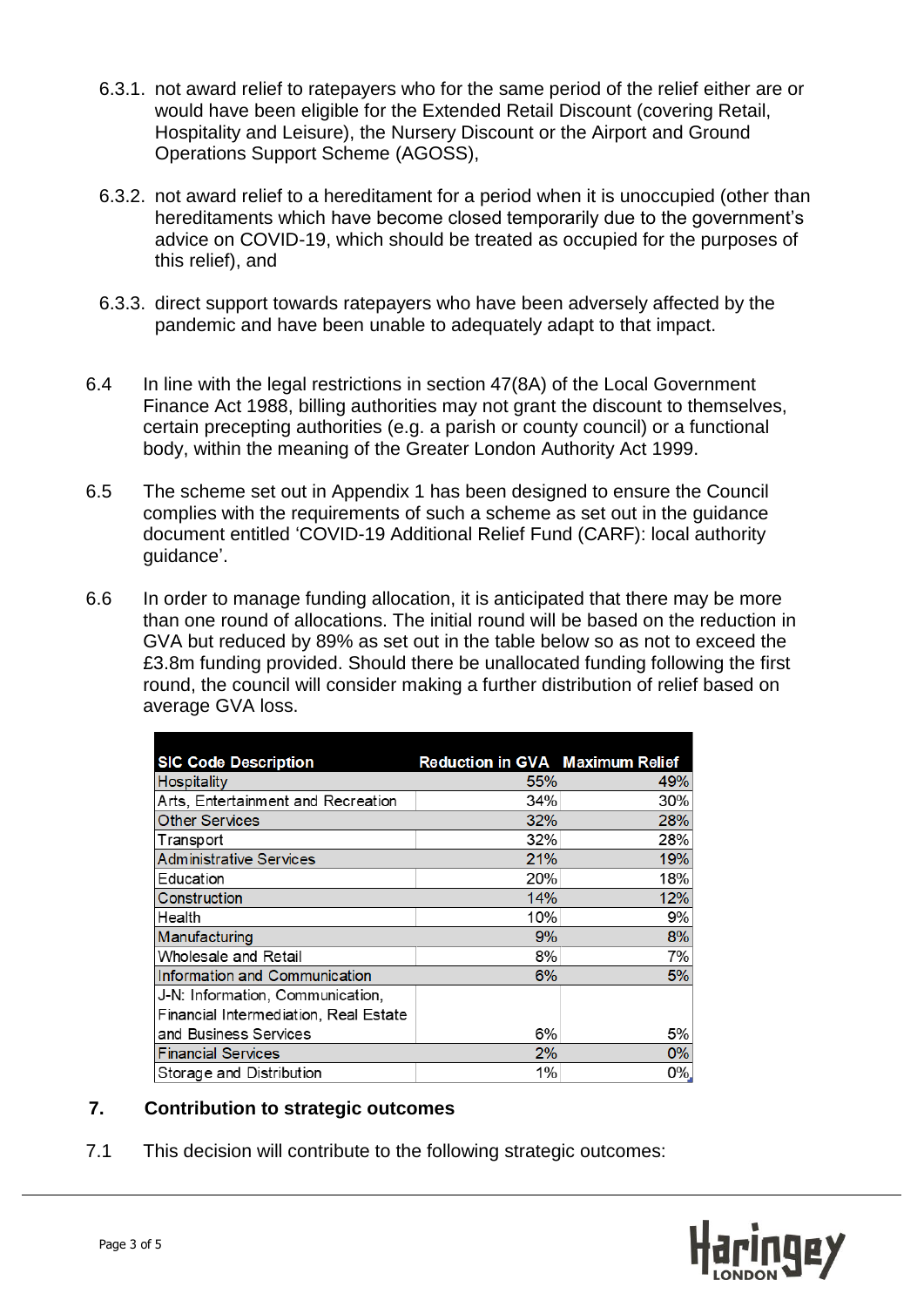6.3.1. not award relief to ratepayers who for the same period of the relief either are or would have been eligible for the Extended Retail Discount (covering Retail, Hospitality and Leisure), the Nursery Discount or the Airport and Ground Operations Support Scheme (AGOSS),

6.3.2. not award relief to a hereditament for a period when it is unoccupied (other than hereditaments which have become closed temporarily due to the government's advice on COVID-19, which should be treated as occupied for the purposes of this relief), and

6.3.3. direct support towards ratepayers who have been adversely affected by the pandemic and have been unable to adequately adapt to that impact.

6.4 In line with the legal restrictions in section 47(8A) of the Local Government Finance Act 1988, billing authorities may not grant the discount to themselves, certain precepting authorities (e.g. a parish or county council) or a functional body, within the meaning of the Greater London Authority Act 1999.

6.5 The scheme set out in Appendix 1 has been designed to ensure the Council complies with the requirements of such a scheme as set out in the guidance document entitled 'COVID-19 Additional Relief Fund (CARF): local authority guidance'.

6.6 In order to manage funding allocation, it is anticipated that there may be more than one round of allocations. The initial round will be based on the reduction in GVA but reduced by 89% as set out in the table below so as not to exceed the £3.8m funding provided. Should there be unallocated funding following the first round, the council will consider making a further distribution of relief based on average GVA loss.

| SIC Code Description | Reduction in GVA | Maximum Relief |
|---|---|---|
| Hospitality | 55% | 49% |
| Arts, Entertainment and Recreation | 34% | 30% |
| Other Services | 32% | 28% |
| Transport | 32% | 28% |
| Administrative Services | 21% | 19% |
| Education | 20% | 18% |
| Construction | 14% | 12% |
| Health | 10% | 9% |
| Manufacturing | 9% | 8% |
| Wholesale and Retail | 8% | 7% |
| Information and Communication | 6% | 5% |
| J-N: Information, Communication, Financial Intermediation, Real Estate and Business Services | 6% | 5% |
| Financial Services | 2% | 0% |
| Storage and Distribution | 1% | 0% |

## 7. Contribution to strategic outcomes

7.1 This decision will contribute to the following strategic outcomes: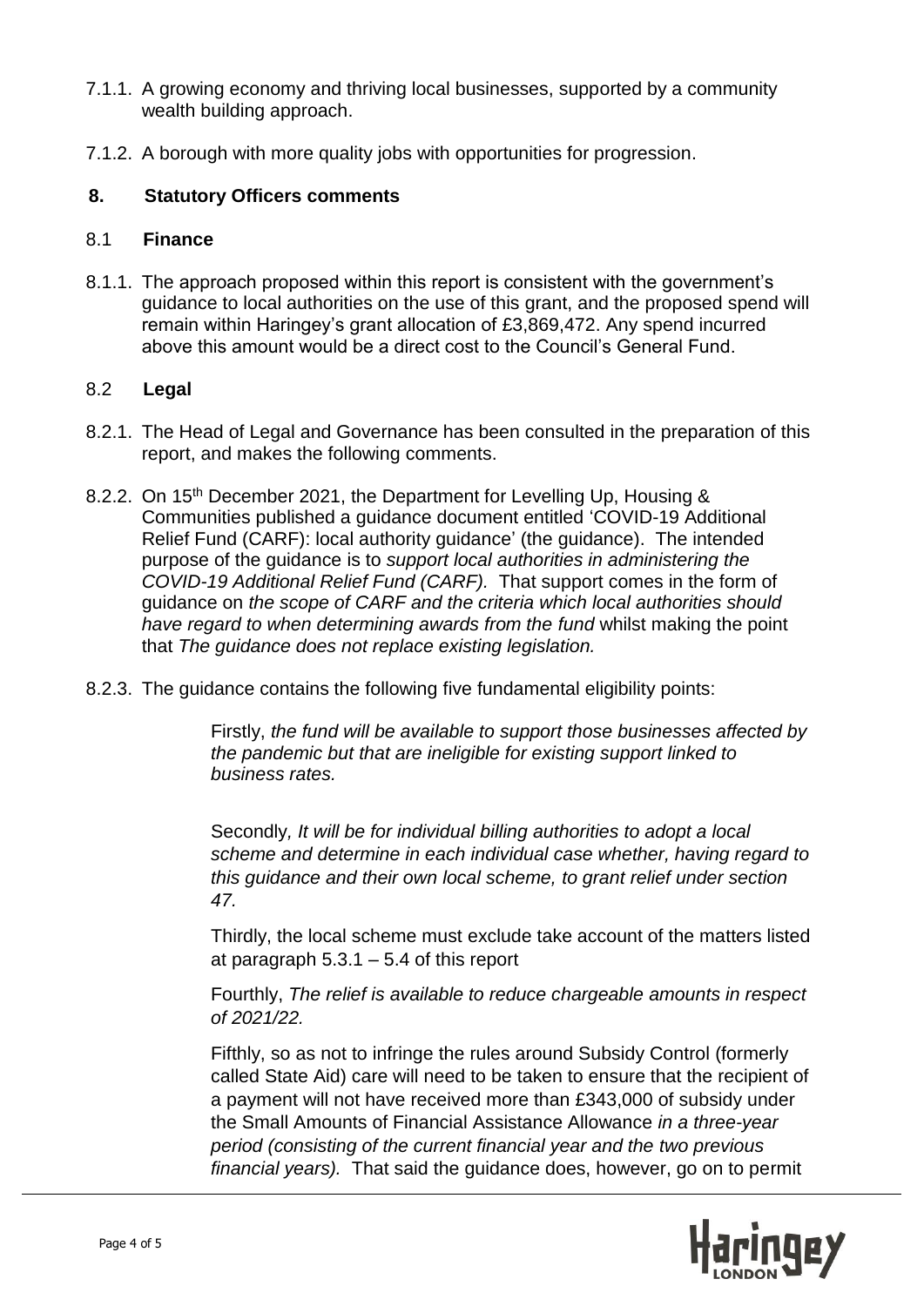7.1.1. A growing economy and thriving local businesses, supported by a community wealth building approach.

7.1.2. A borough with more quality jobs with opportunities for progression.

## 8. Statutory Officers comments

### 8.1 Finance

8.1.1. The approach proposed within this report is consistent with the government's guidance to local authorities on the use of this grant, and the proposed spend will remain within Haringey's grant allocation of £3,869,472. Any spend incurred above this amount would be a direct cost to the Council's General Fund.

### 8.2 Legal

8.2.1. The Head of Legal and Governance has been consulted in the preparation of this report, and makes the following comments.

8.2.2. On 15th December 2021, the Department for Levelling Up, Housing & Communities published a guidance document entitled 'COVID-19 Additional Relief Fund (CARF): local authority guidance' (the guidance). The intended purpose of the guidance is to *support local authorities in administering the COVID-19 Additional Relief Fund (CARF).* That support comes in the form of guidance on *the scope of CARF and the criteria which local authorities should have regard to when determining awards from the fund* whilst making the point that *The guidance does not replace existing legislation.*

8.2.3. The guidance contains the following five fundamental eligibility points:

> Firstly, *the fund will be available to support those businesses affected by the pandemic but that are ineligible for existing support linked to business rates.*
>
> Secondly*, It will be for individual billing authorities to adopt a local scheme and determine in each individual case whether, having regard to this guidance and their own local scheme, to grant relief under section 47.*
>
> Thirdly, the local scheme must exclude take account of the matters listed at paragraph 5.3.1 – 5.4 of this report
>
> Fourthly, *The relief is available to reduce chargeable amounts in respect of 2021/22.*
>
> Fifthly, so as not to infringe the rules around Subsidy Control (formerly called State Aid) care will need to be taken to ensure that the recipient of a payment will not have received more than £343,000 of subsidy under the Small Amounts of Financial Assistance Allowance *in a three-year period (consisting of the current financial year and the two previous financial years).* That said the guidance does, however, go on to permit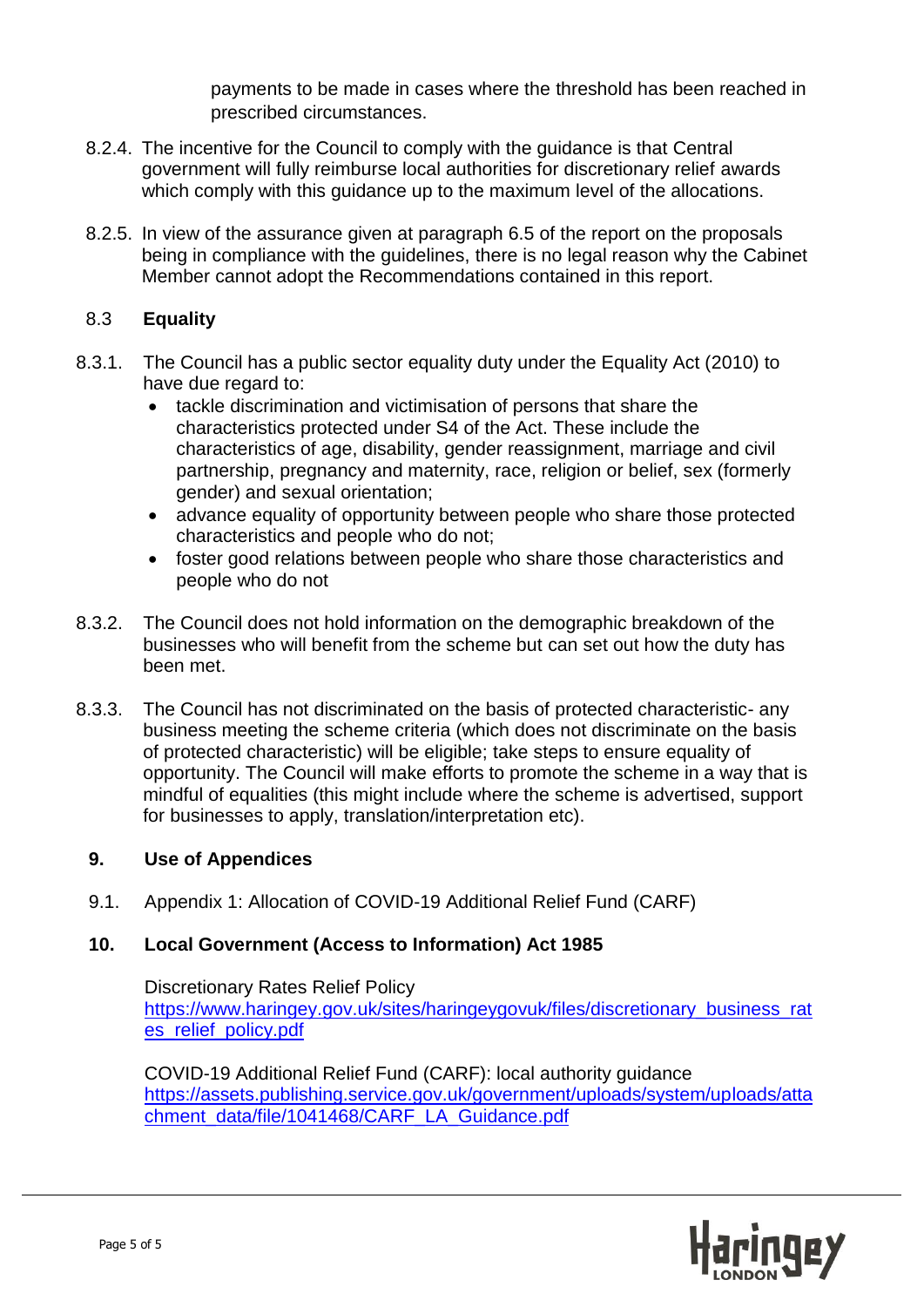payments to be made in cases where the threshold has been reached in prescribed circumstances.

8.2.4. The incentive for the Council to comply with the guidance is that Central government will fully reimburse local authorities for discretionary relief awards which comply with this guidance up to the maximum level of the allocations.

8.2.5. In view of the assurance given at paragraph 6.5 of the report on the proposals being in compliance with the guidelines, there is no legal reason why the Cabinet Member cannot adopt the Recommendations contained in this report.

### 8.3 Equality

8.3.1. The Council has a public sector equality duty under the Equality Act (2010) to have due regard to:

- tackle discrimination and victimisation of persons that share the characteristics protected under S4 of the Act. These include the characteristics of age, disability, gender reassignment, marriage and civil partnership, pregnancy and maternity, race, religion or belief, sex (formerly gender) and sexual orientation;
- advance equality of opportunity between people who share those protected characteristics and people who do not;
- foster good relations between people who share those characteristics and people who do not

8.3.2. The Council does not hold information on the demographic breakdown of the businesses who will benefit from the scheme but can set out how the duty has been met.

8.3.3. The Council has not discriminated on the basis of protected characteristic- any business meeting the scheme criteria (which does not discriminate on the basis of protected characteristic) will be eligible; take steps to ensure equality of opportunity. The Council will make efforts to promote the scheme in a way that is mindful of equalities (this might include where the scheme is advertised, support for businesses to apply, translation/interpretation etc).

## 9. Use of Appendices

9.1. Appendix 1: Allocation of COVID-19 Additional Relief Fund (CARF)

## 10. Local Government (Access to Information) Act 1985

Discretionary Rates Relief Policy
https://www.haringey.gov.uk/sites/haringeygovuk/files/discretionary_business_rates_relief_policy.pdf

COVID-19 Additional Relief Fund (CARF): local authority guidance
https://assets.publishing.service.gov.uk/government/uploads/system/uploads/attachment_data/file/1041468/CARF_LA_Guidance.pdf